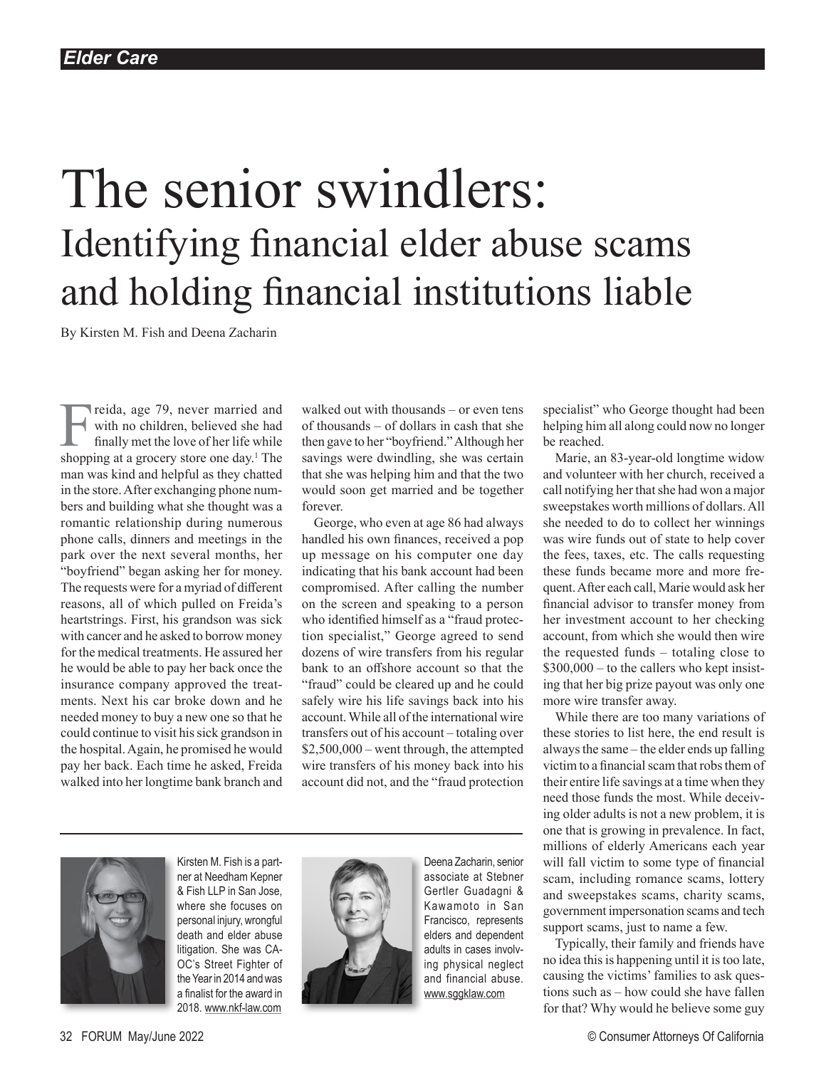*Elder Care*

# The senior swindlers:
## Identifying financial elder abuse scams and holding financial institutions liable

By Kirsten M. Fish and Deena Zacharin

Freida, age 79, never married and with no children, believed she had finally met the love of her life while shopping at a grocery store one day.[1] The man was kind and helpful as they chatted in the store. After exchanging phone numbers and building what she thought was a romantic relationship during numerous phone calls, dinners and meetings in the park over the next several months, her "boyfriend" began asking her for money. The requests were for a myriad of different reasons, all of which pulled on Freida's heartstrings. First, his grandson was sick with cancer and he asked to borrow money for the medical treatments. He assured her he would be able to pay her back once the insurance company approved the treatments. Next his car broke down and he needed money to buy a new one so that he could continue to visit his sick grandson in the hospital. Again, he promised he would pay her back. Each time he asked, Freida walked into her longtime bank branch and walked out with thousands – or even tens of thousands – of dollars in cash that she then gave to her "boyfriend." Although her savings were dwindling, she was certain that she was helping him and that the two would soon get married and be together forever.

George, who even at age 86 had always handled his own finances, received a pop up message on his computer one day indicating that his bank account had been compromised. After calling the number on the screen and speaking to a person who identified himself as a "fraud protection specialist," George agreed to send dozens of wire transfers from his regular bank to an offshore account so that the "fraud" could be cleared up and he could safely wire his life savings back into his account. While all of the international wire transfers out of his account – totaling over $2,500,000 – went through, the attempted wire transfers of his money back into his account did not, and the "fraud protection specialist" who George thought had been helping him all along could now no longer be reached.

Marie, an 83-year-old longtime widow and volunteer with her church, received a call notifying her that she had won a major sweepstakes worth millions of dollars. All she needed to do to collect her winnings was wire funds out of state to help cover the fees, taxes, etc. The calls requesting these funds became more and more frequent. After each call, Marie would ask her financial advisor to transfer money from her investment account to her checking account, from which she would then wire the requested funds – totaling close to $300,000 – to the callers who kept insisting that her big prize payout was only one more wire transfer away.

While there are too many variations of these stories to list here, the end result is always the same – the elder ends up falling victim to a financial scam that robs them of their entire life savings at a time when they need those funds the most. While deceiving older adults is not a new problem, it is one that is growing in prevalence. In fact, millions of elderly Americans each year will fall victim to some type of financial scam, including romance scams, lottery and sweepstakes scams, charity scams, government impersonation scams and tech support scams, just to name a few.

Typically, their family and friends have no idea this is happening until it is too late, causing the victims' families to ask questions such as – how could she have fallen for that? Why would he believe some guy

---

Kirsten M. Fish is a partner at Needham Kepner & Fish LLP in San Jose, where she focuses on personal injury, wrongful death and elder abuse litigation. She was CAOC's Street Fighter of the Year in 2014 and was a finalist for the award in 2018. www.nkf-law.com

Deena Zacharin, senior associate at Stebner Gertler Guadagni & Kawamoto in San Francisco, represents elders and dependent adults in cases involving physical neglect and financial abuse. www.sggklaw.com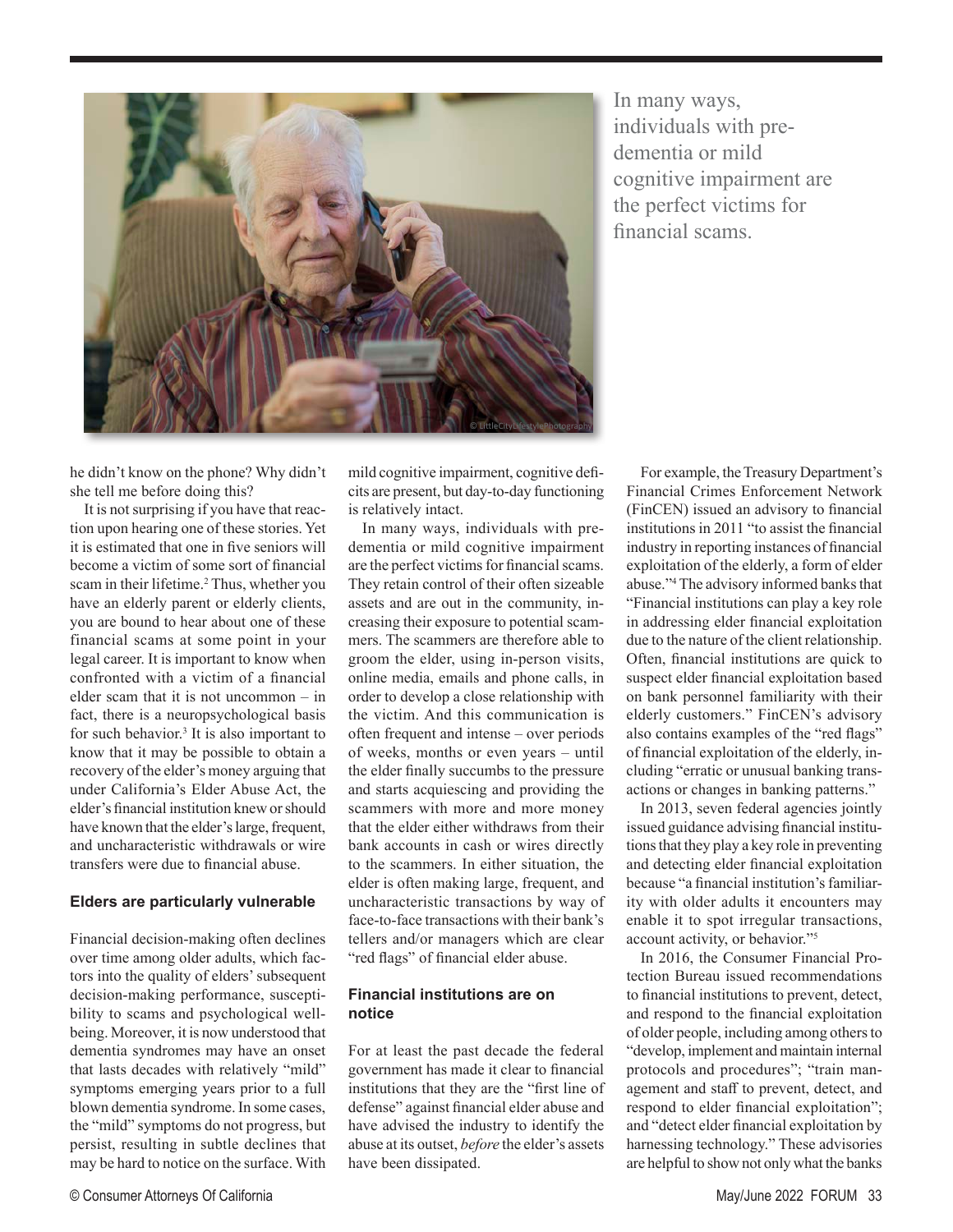he didn't know on the phone? Why didn't she tell me before doing this?

It is not surprising if you have that reaction upon hearing one of these stories. Yet it is estimated that one in five seniors will become a victim of some sort of financial scam in their lifetime.[2] Thus, whether you have an elderly parent or elderly clients, you are bound to hear about one of these financial scams at some point in your legal career. It is important to know when confronted with a victim of a financial elder scam that it is not uncommon – in fact, there is a neuropsychological basis for such behavior.[3] It is also important to know that it may be possible to obtain a recovery of the elder's money arguing that under California's Elder Abuse Act, the elder's financial institution knew or should have known that the elder's large, frequent, and uncharacteristic withdrawals or wire transfers were due to financial abuse.

### Elders are particularly vulnerable

Financial decision-making often declines over time among older adults, which factors into the quality of elders' subsequent decision-making performance, susceptibility to scams and psychological well-being. Moreover, it is now understood that dementia syndromes may have an onset that lasts decades with relatively "mild" symptoms emerging years prior to a full blown dementia syndrome. In some cases, the "mild" symptoms do not progress, but persist, resulting in subtle declines that may be hard to notice on the surface. With mild cognitive impairment, cognitive deficits are present, but day-to-day functioning is relatively intact.

In many ways, individuals with pre-dementia or mild cognitive impairment are the perfect victims for financial scams. They retain control of their often sizeable assets and are out in the community, increasing their exposure to potential scammers. The scammers are therefore able to groom the elder, using in-person visits, online media, emails and phone calls, in order to develop a close relationship with the victim. And this communication is often frequent and intense – over periods of weeks, months or even years – until the elder finally succumbs to the pressure and starts acquiescing and providing the scammers with more and more money that the elder either withdraws from their bank accounts in cash or wires directly to the scammers. In either situation, the elder is often making large, frequent, and uncharacteristic transactions by way of face-to-face transactions with their bank's tellers and/or managers which are clear "red flags" of financial elder abuse.

### Financial institutions are on notice

For at least the past decade the federal government has made it clear to financial institutions that they are the "first line of defense" against financial elder abuse and have advised the industry to identify the abuse at its outset, *before* the elder's assets have been dissipated.

For example, the Treasury Department's Financial Crimes Enforcement Network (FinCEN) issued an advisory to financial institutions in 2011 "to assist the financial industry in reporting instances of financial exploitation of the elderly, a form of elder abuse."[4] The advisory informed banks that "Financial institutions can play a key role in addressing elder financial exploitation due to the nature of the client relationship. Often, financial institutions are quick to suspect elder financial exploitation based on bank personnel familiarity with their elderly customers." FinCEN's advisory also contains examples of the "red flags" of financial exploitation of the elderly, including "erratic or unusual banking transactions or changes in banking patterns."

In 2013, seven federal agencies jointly issued guidance advising financial institutions that they play a key role in preventing and detecting elder financial exploitation because "a financial institution's familiarity with older adults it encounters may enable it to spot irregular transactions, account activity, or behavior."[5]

In 2016, the Consumer Financial Protection Bureau issued recommendations to financial institutions to prevent, detect, and respond to the financial exploitation of older people, including among others to "develop, implement and maintain internal protocols and procedures"; "train management and staff to prevent, detect, and respond to elder financial exploitation"; and "detect elder financial exploitation by harnessing technology." These advisories are helpful to show not only what the banks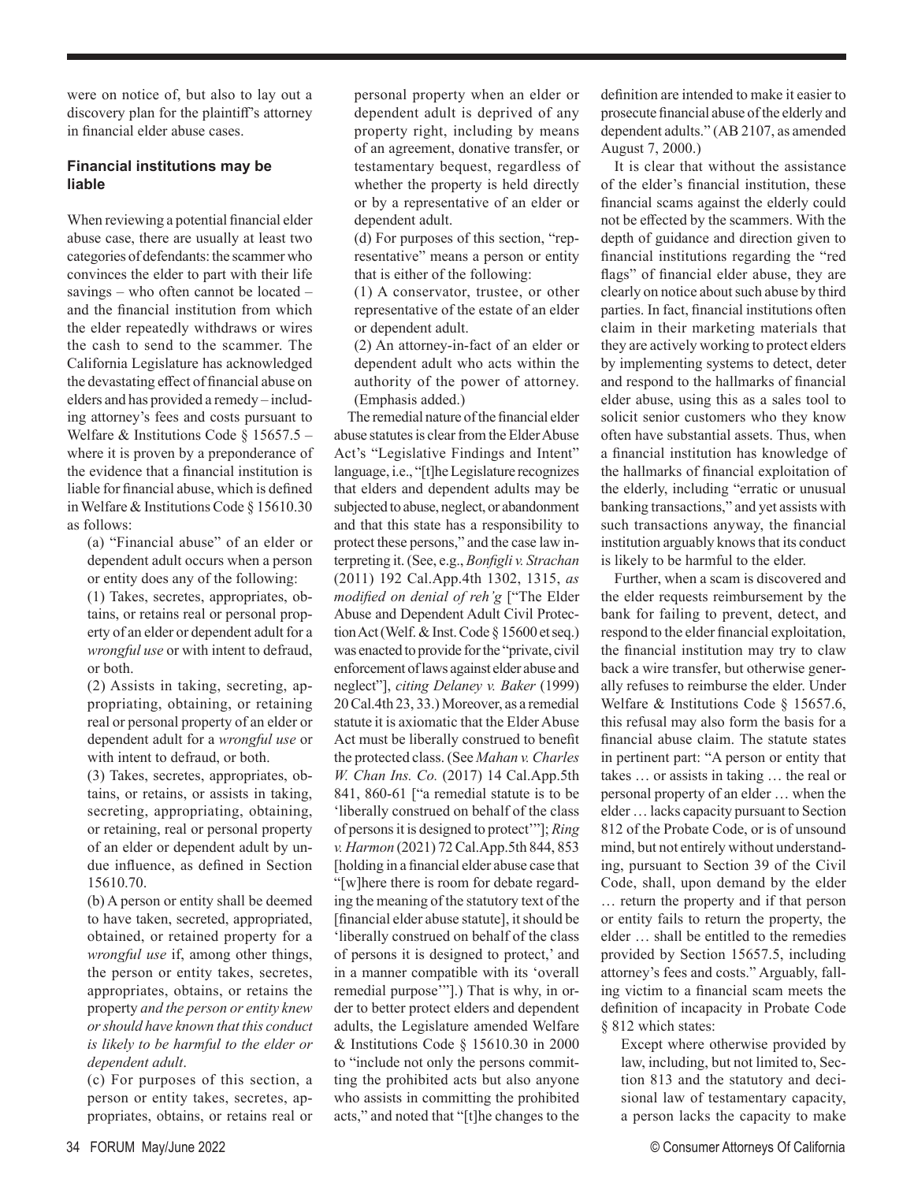were on notice of, but also to lay out a discovery plan for the plaintiff's attorney in financial elder abuse cases.

### Financial institutions may be liable

When reviewing a potential financial elder abuse case, there are usually at least two categories of defendants: the scammer who convinces the elder to part with their life savings – who often cannot be located – and the financial institution from which the elder repeatedly withdraws or wires the cash to send to the scammer. The California Legislature has acknowledged the devastating effect of financial abuse on elders and has provided a remedy – including attorney's fees and costs pursuant to Welfare & Institutions Code § 15657.5 – where it is proven by a preponderance of the evidence that a financial institution is liable for financial abuse, which is defined in Welfare & Institutions Code § 15610.30 as follows:

> (a) "Financial abuse" of an elder or dependent adult occurs when a person or entity does any of the following:
>
> (1) Takes, secretes, appropriates, obtains, or retains real or personal property of an elder or dependent adult for a *wrongful use* or with intent to defraud, or both.
>
> (2) Assists in taking, secreting, appropriating, obtaining, or retaining real or personal property of an elder or dependent adult for a *wrongful use* or with intent to defraud, or both.
>
> (3) Takes, secretes, appropriates, obtains, or retains, or assists in taking, secreting, appropriating, obtaining, or retaining, real or personal property of an elder or dependent adult by undue influence, as defined in Section 15610.70.
>
> (b) A person or entity shall be deemed to have taken, secreted, appropriated, obtained, or retained property for a *wrongful use* if, among other things, the person or entity takes, secretes, appropriates, obtains, or retains the property *and the person or entity knew or should have known that this conduct is likely to be harmful to the elder or dependent adult*.
>
> (c) For purposes of this section, a person or entity takes, secretes, appropriates, obtains, or retains real or personal property when an elder or dependent adult is deprived of any property right, including by means of an agreement, donative transfer, or testamentary bequest, regardless of whether the property is held directly or by a representative of an elder or dependent adult.
>
> (d) For purposes of this section, "representative" means a person or entity that is either of the following:
>
> (1) A conservator, trustee, or other representative of the estate of an elder or dependent adult.
>
> (2) An attorney-in-fact of an elder or dependent adult who acts within the authority of the power of attorney. (Emphasis added.)

The remedial nature of the financial elder abuse statutes is clear from the Elder Abuse Act's "Legislative Findings and Intent" language, i.e., "[t]he Legislature recognizes that elders and dependent adults may be subjected to abuse, neglect, or abandonment and that this state has a responsibility to protect these persons," and the case law interpreting it. (See, e.g., *Bonfigli v. Strachan* (2011) 192 Cal.App.4th 1302, 1315, *as modified on denial of reh'g* ["The Elder Abuse and Dependent Adult Civil Protection Act (Welf. & Inst. Code § 15600 et seq.) was enacted to provide for the "private, civil enforcement of laws against elder abuse and neglect"], *citing Delaney v. Baker* (1999) 20 Cal.4th 23, 33.) Moreover, as a remedial statute it is axiomatic that the Elder Abuse Act must be liberally construed to benefit the protected class. (See *Mahan v. Charles W. Chan Ins. Co.* (2017) 14 Cal.App.5th 841, 860-61 ["a remedial statute is to be 'liberally construed on behalf of the class of persons it is designed to protect'"]; *Ring v. Harmon* (2021) 72 Cal.App.5th 844, 853 [holding in a financial elder abuse case that "[w]here there is room for debate regarding the meaning of the statutory text of the [financial elder abuse statute], it should be 'liberally construed on behalf of the class of persons it is designed to protect,' and in a manner compatible with its 'overall remedial purpose'"].) That is why, in order to better protect elders and dependent adults, the Legislature amended Welfare & Institutions Code § 15610.30 in 2000 to "include not only the persons committing the prohibited acts but also anyone who assists in committing the prohibited acts," and noted that "[t]he changes to the definition are intended to make it easier to prosecute financial abuse of the elderly and dependent adults." (AB 2107, as amended August 7, 2000.)

It is clear that without the assistance of the elder's financial institution, these financial scams against the elderly could not be effected by the scammers. With the depth of guidance and direction given to financial institutions regarding the "red flags" of financial elder abuse, they are clearly on notice about such abuse by third parties. In fact, financial institutions often claim in their marketing materials that they are actively working to protect elders by implementing systems to detect, deter and respond to the hallmarks of financial elder abuse, using this as a sales tool to solicit senior customers who they know often have substantial assets. Thus, when a financial institution has knowledge of the hallmarks of financial exploitation of the elderly, including "erratic or unusual banking transactions," and yet assists with such transactions anyway, the financial institution arguably knows that its conduct is likely to be harmful to the elder.

Further, when a scam is discovered and the elder requests reimbursement by the bank for failing to prevent, detect, and respond to the elder financial exploitation, the financial institution may try to claw back a wire transfer, but otherwise generally refuses to reimburse the elder. Under Welfare & Institutions Code § 15657.6, this refusal may also form the basis for a financial abuse claim. The statute states in pertinent part: "A person or entity that takes … or assists in taking … the real or personal property of an elder … when the elder … lacks capacity pursuant to Section 812 of the Probate Code, or is of unsound mind, but not entirely without understanding, pursuant to Section 39 of the Civil Code, shall, upon demand by the elder … return the property and if that person or entity fails to return the property, the elder … shall be entitled to the remedies provided by Section 15657.5, including attorney's fees and costs." Arguably, falling victim to a financial scam meets the definition of incapacity in Probate Code § 812 which states:

> Except where otherwise provided by law, including, but not limited to, Section 813 and the statutory and decisional law of testamentary capacity, a person lacks the capacity to make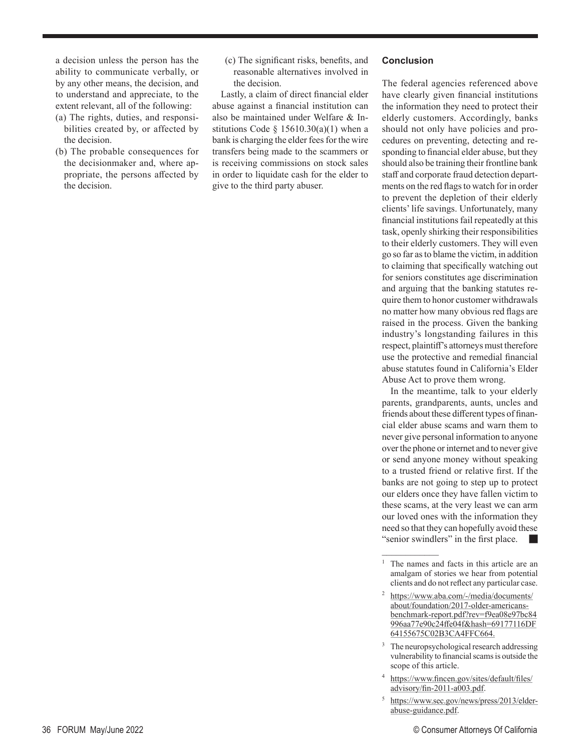a decision unless the person has the ability to communicate verbally, or by any other means, the decision, and to understand and appreciate, to the extent relevant, all of the following:

(a) The rights, duties, and responsibilities created by, or affected by the decision.

(b) The probable consequences for the decisionmaker and, where appropriate, the persons affected by the decision.

(c) The significant risks, benefits, and reasonable alternatives involved in the decision.

Lastly, a claim of direct financial elder abuse against a financial institution can also be maintained under Welfare & Institutions Code § 15610.30(a)(1) when a bank is charging the elder fees for the wire transfers being made to the scammers or is receiving commissions on stock sales in order to liquidate cash for the elder to give to the third party abuser.

### Conclusion

The federal agencies referenced above have clearly given financial institutions the information they need to protect their elderly customers. Accordingly, banks should not only have policies and procedures on preventing, detecting and responding to financial elder abuse, but they should also be training their frontline bank staff and corporate fraud detection departments on the red flags to watch for in order to prevent the depletion of their elderly clients' life savings. Unfortunately, many financial institutions fail repeatedly at this task, openly shirking their responsibilities to their elderly customers. They will even go so far as to blame the victim, in addition to claiming that specifically watching out for seniors constitutes age discrimination and arguing that the banking statutes require them to honor customer withdrawals no matter how many obvious red flags are raised in the process. Given the banking industry's longstanding failures in this respect, plaintiff's attorneys must therefore use the protective and remedial financial abuse statutes found in California's Elder Abuse Act to prove them wrong.

In the meantime, talk to your elderly parents, grandparents, aunts, uncles and friends about these different types of financial elder abuse scams and warn them to never give personal information to anyone over the phone or internet and to never give or send anyone money without speaking to a trusted friend or relative first. If the banks are not going to step up to protect our elders once they have fallen victim to these scams, at the very least we can arm our loved ones with the information they need so that they can hopefully avoid these "senior swindlers" in the first place. ■

---

[1] The names and facts in this article are an amalgam of stories we hear from potential clients and do not reflect any particular case.

[2] https://www.aba.com/-/media/documents/about/foundation/2017-older-americans-benchmark-report.pdf?rev=f9ea08e97bc84996aa77e90c24ffe04f&hash=69177116DF64155675C02B3CA4FFC664.

[3] The neuropsychological research addressing vulnerability to financial scams is outside the scope of this article.

[4] https://www.fincen.gov/sites/default/files/advisory/fin-2011-a003.pdf.

[5] https://www.sec.gov/news/press/2013/elder-abuse-guidance.pdf.